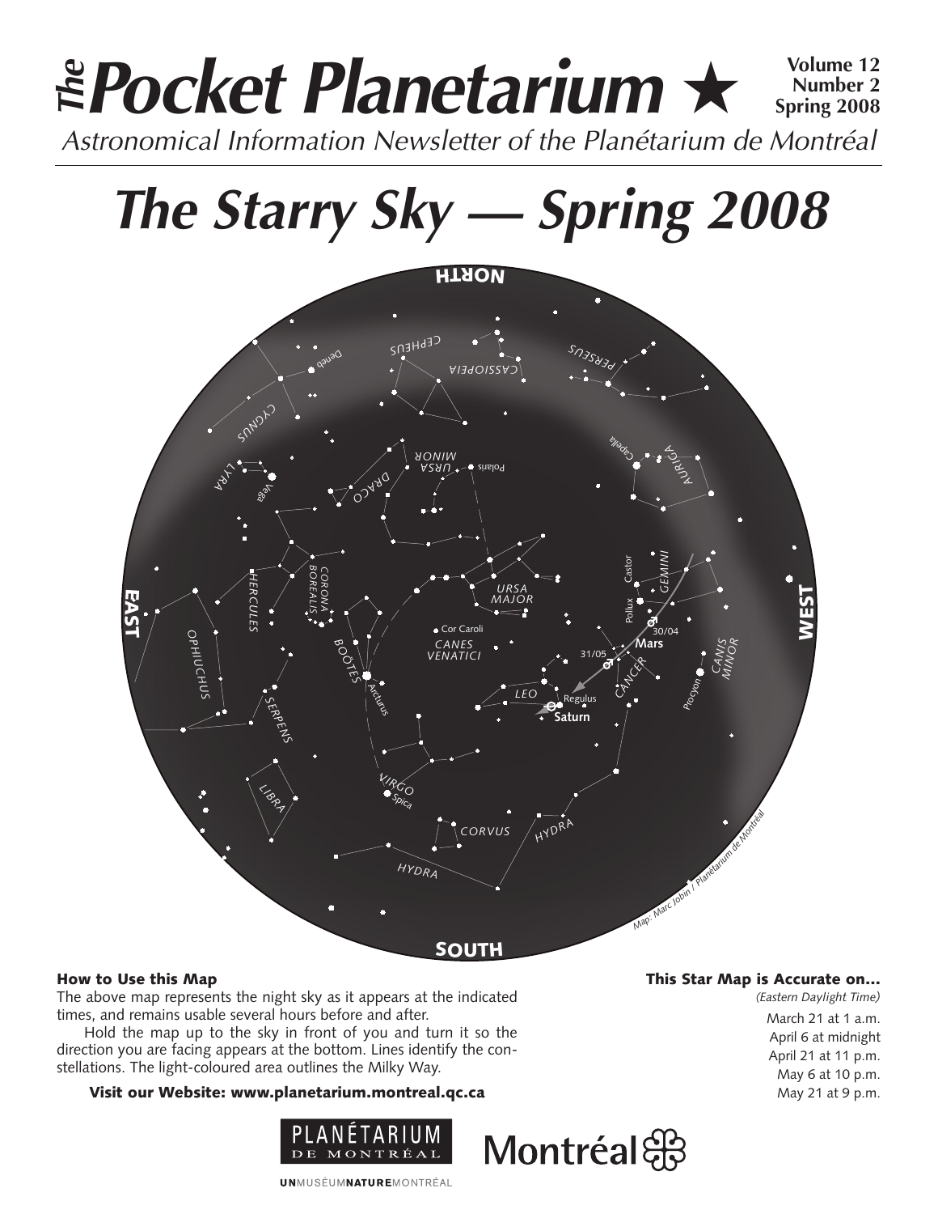# *The* Pocket Planetarium ★

**Volume 12**
**Number 2**
**Spring 2008**

*Astronomical Information Newsletter of the Planétarium de Montréal*

# *The Starry Sky — Spring 2008*

### How to Use this Map

The above map represents the night sky as it appears at the indicated times, and remains usable several hours before and after.

Hold the map up to the sky in front of you and turn it so the direction you are facing appears at the bottom. Lines identify the constellations. The light-coloured area outlines the Milky Way.

**Visit our Website: www.planetarium.montreal.qc.ca**

### This Star Map is Accurate on…

*(Eastern Daylight Time)*

March 21 at 1 a.m.
April 6 at midnight
April 21 at 11 p.m.
May 6 at 10 p.m.
May 21 at 9 p.m.

PLANÉTARIUM DE MONTRÉAL

Montréal

UNMUSÉUMNATUREMONTRÉAL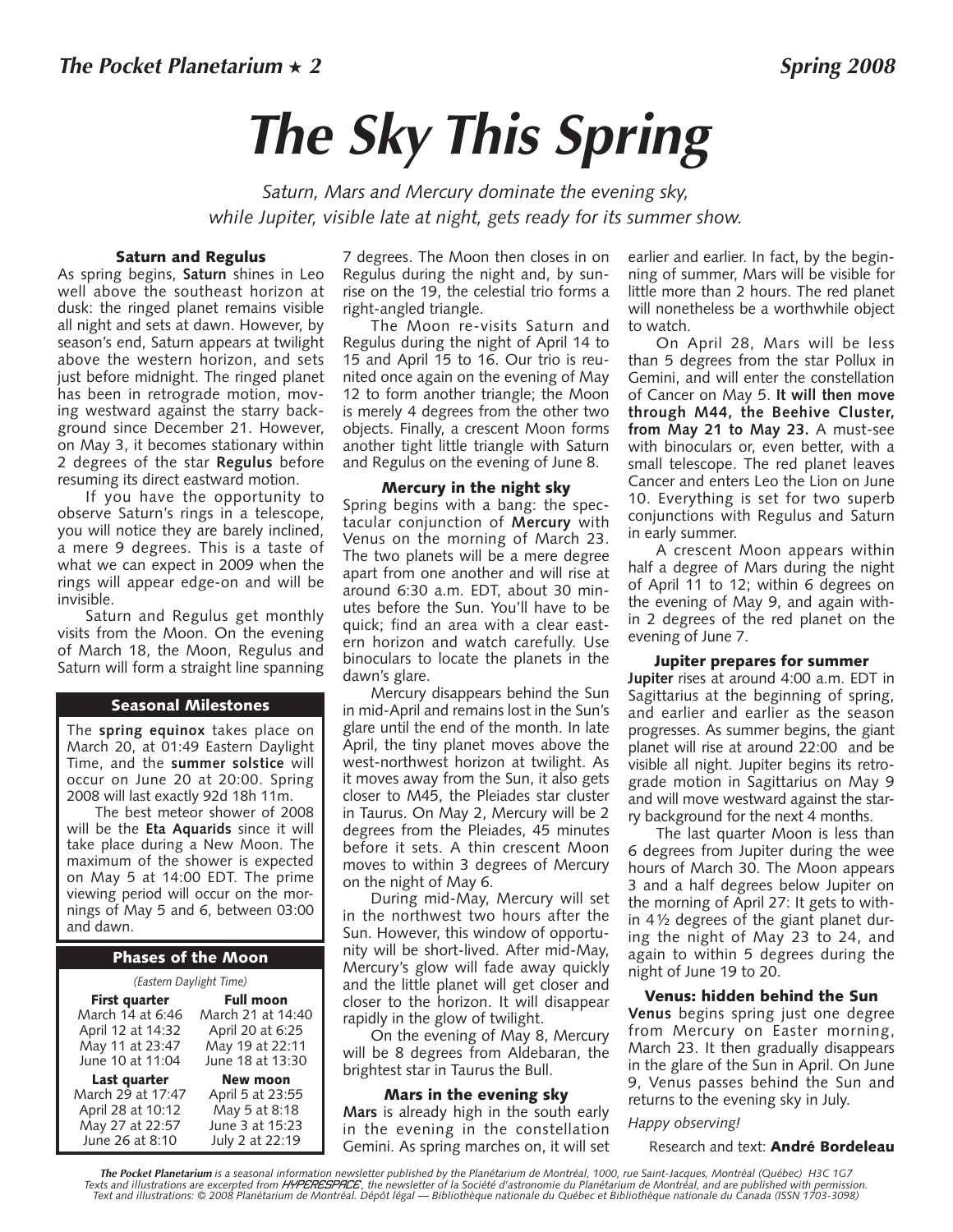# The Sky This Spring

*Saturn, Mars and Mercury dominate the evening sky, while Jupiter, visible late at night, gets ready for its summer show.*

### Saturn and Regulus

As spring begins, **Saturn** shines in Leo well above the southeast horizon at dusk: the ringed planet remains visible all night and sets at dawn. However, by season's end, Saturn appears at twilight above the western horizon, and sets just before midnight. The ringed planet has been in retrograde motion, moving westward against the starry background since December 21. However, on May 3, it becomes stationary within 2 degrees of the star **Regulus** before resuming its direct eastward motion.

If you have the opportunity to observe Saturn's rings in a telescope, you will notice they are barely inclined, a mere 9 degrees. This is a taste of what we can expect in 2009 when the rings will appear edge-on and will be invisible.

Saturn and Regulus get monthly visits from the Moon. On the evening of March 18, the Moon, Regulus and Saturn will form a straight line spanning 7 degrees. The Moon then closes in on Regulus during the night and, by sunrise on the 19, the celestial trio forms a right-angled triangle.

The Moon re-visits Saturn and Regulus during the night of April 14 to 15 and April 15 to 16. Our trio is reunited once again on the evening of May 12 to form another triangle; the Moon is merely 4 degrees from the other two objects. Finally, a crescent Moon forms another tight little triangle with Saturn and Regulus on the evening of June 8.

### Seasonal Milestones

The **spring equinox** takes place on March 20, at 01:49 Eastern Daylight Time, and the **summer solstice** will occur on June 20 at 20:00. Spring 2008 will last exactly 92d 18h 11m.

The best meteor shower of 2008 will be the **Eta Aquarids** since it will take place during a New Moon. The maximum of the shower is expected on May 5 at 14:00 EDT. The prime viewing period will occur on the mornings of May 5 and 6, between 03:00 and dawn.

### Phases of the Moon

*(Eastern Daylight Time)*

| First quarter | Full moon |
|---|---|
| March 14 at 6:46 | March 21 at 14:40 |
| April 12 at 14:32 | April 20 at 6:25 |
| May 11 at 23:47 | May 19 at 22:11 |
| June 10 at 11:04 | June 18 at 13:30 |
| **Last quarter** | **New moon** |
| March 29 at 17:47 | April 5 at 23:55 |
| April 28 at 10:12 | May 5 at 8:18 |
| May 27 at 22:57 | June 3 at 15:23 |
| June 26 at 8:10 | July 2 at 22:19 |

### Mercury in the night sky

Spring begins with a bang: the spectacular conjunction of **Mercury** with Venus on the morning of March 23. The two planets will be a mere degree apart from one another and will rise at around 6:30 a.m. EDT, about 30 minutes before the Sun. You'll have to be quick; find an area with a clear eastern horizon and watch carefully. Use binoculars to locate the planets in the dawn's glare.

Mercury disappears behind the Sun in mid-April and remains lost in the Sun's glare until the end of the month. In late April, the tiny planet moves above the west-northwest horizon at twilight. As it moves away from the Sun, it also gets closer to M45, the Pleiades star cluster in Taurus. On May 2, Mercury will be 2 degrees from the Pleiades, 45 minutes before it sets. A thin crescent Moon moves to within 3 degrees of Mercury on the night of May 6.

During mid-May, Mercury will set in the northwest two hours after the Sun. However, this window of opportunity will be short-lived. After mid-May, Mercury's glow will fade away quickly and the little planet will get closer and closer to the horizon. It will disappear rapidly in the glow of twilight.

On the evening of May 8, Mercury will be 8 degrees from Aldebaran, the brightest star in Taurus the Bull.

### Mars in the evening sky

**Mars** is already high in the south early in the evening in the constellation Gemini. As spring marches on, it will set earlier and earlier. In fact, by the beginning of summer, Mars will be visible for little more than 2 hours. The red planet will nonetheless be a worthwhile object to watch.

On April 28, Mars will be less than 5 degrees from the star Pollux in Gemini, and will enter the constellation of Cancer on May 5. **It will then move through M44, the Beehive Cluster, from May 21 to May 23.** A must-see with binoculars or, even better, with a small telescope. The red planet leaves Cancer and enters Leo the Lion on June 10. Everything is set for two superb conjunctions with Regulus and Saturn in early summer.

A crescent Moon appears within half a degree of Mars during the night of April 11 to 12; within 6 degrees on the evening of May 9, and again within 2 degrees of the red planet on the evening of June 7.

### Jupiter prepares for summer

**Jupiter** rises at around 4:00 a.m. EDT in Sagittarius at the beginning of spring, and earlier and earlier as the season progresses. As summer begins, the giant planet will rise at around 22:00 and be visible all night. Jupiter begins its retrograde motion in Sagittarius on May 9 and will move westward against the starry background for the next 4 months.

The last quarter Moon is less than 6 degrees from Jupiter during the wee hours of March 30. The Moon appears 3 and a half degrees below Jupiter on the morning of April 27: It gets to within 4½ degrees of the giant planet during the night of May 23 to 24, and again to within 5 degrees during the night of June 19 to 20.

### Venus: hidden behind the Sun

**Venus** begins spring just one degree from Mercury on Easter morning, March 23. It then gradually disappears in the glare of the Sun in April. On June 9, Venus passes behind the Sun and returns to the evening sky in July.

*Happy observing!*

Research and text: **André Bordeleau**

*The Pocket Planetarium* is a seasonal information newsletter published by the Planétarium de Montréal, 1000, rue Saint-Jacques, Montréal (Québec) H3C 1G7
Texts and illustrations are excerpted from *HYPERESPACE*, the newsletter of la Société d'astronomie du Planétarium de Montréal, and are published with permission.
Text and illustrations: © 2008 Planétarium de Montréal. Dépôt légal — Bibliothèque nationale du Québec et Bibliothèque nationale du Canada (ISSN 1703-3098)